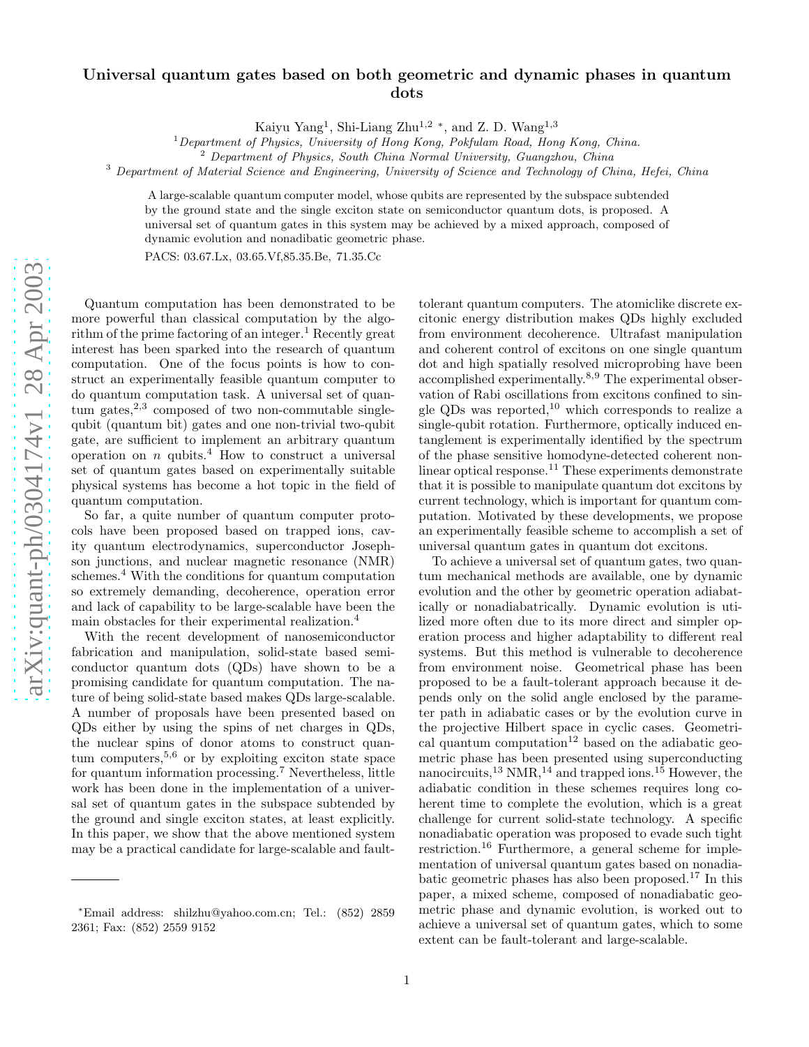# Universal quantum gates based on both geometric and dynamic phases in quantum dots

Kaiyu Yang[1], Shi-Liang Zhu[1,2] *, and Z. D. Wang[1,3]

[1] *Department of Physics, University of Hong Kong, Pokfulam Road, Hong Kong, China.*
[2] *Department of Physics, South China Normal University, Guangzhou, China*
[3] *Department of Material Science and Engineering, University of Science and Technology of China, Hefei, China*

A large-scalable quantum computer model, whose qubits are represented by the subspace subtended by the ground state and the single exciton state on semiconductor quantum dots, is proposed. A universal set of quantum gates in this system may be achieved by a mixed approach, composed of dynamic evolution and nonadibatic geometric phase.

PACS: 03.67.Lx, 03.65.Vf,85.35.Be, 71.35.Cc

Quantum computation has been demonstrated to be more powerful than classical computation by the algorithm of the prime factoring of an integer.[1] Recently great interest has been sparked into the research of quantum computation. One of the focus points is how to construct an experimentally feasible quantum computer to do quantum computation task. A universal set of quantum gates,[2,3] composed of two non-commutable single-qubit (quantum bit) gates and one non-trivial two-qubit gate, are sufficient to implement an arbitrary quantum operation on $n$ qubits.[4] How to construct a universal set of quantum gates based on experimentally suitable physical systems has become a hot topic in the field of quantum computation.

So far, a quite number of quantum computer protocols have been proposed based on trapped ions, cavity quantum electrodynamics, superconductor Josephson junctions, and nuclear magnetic resonance (NMR) schemes.[4] With the conditions for quantum computation so extremely demanding, decoherence, operation error and lack of capability to be large-scalable have been the main obstacles for their experimental realization.[4]

With the recent development of nanosemiconductor fabrication and manipulation, solid-state based semiconductor quantum dots (QDs) have shown to be a promising candidate for quantum computation. The nature of being solid-state based makes QDs large-scalable. A number of proposals have been presented based on QDs either by using the spins of net charges in QDs, the nuclear spins of donor atoms to construct quantum computers,[5,6] or by exploiting exciton state space for quantum information processing.[7] Nevertheless, little work has been done in the implementation of a universal set of quantum gates in the subspace subtended by the ground and single exciton states, at least explicitly. In this paper, we show that the above mentioned system may be a practical candidate for large-scalable and fault-tolerant quantum computers. The atomiclike discrete excitonic energy distribution makes QDs highly excluded from environment decoherence. Ultrafast manipulation and coherent control of excitons on one single quantum dot and high spatially resolved microprobing have been accomplished experimentally.[8,9] The experimental observation of Rabi oscillations from excitons confined to single QDs was reported,[10] which corresponds to realize a single-qubit rotation. Furthermore, optically induced entanglement is experimentally identified by the spectrum of the phase sensitive homodyne-detected coherent nonlinear optical response.[11] These experiments demonstrate that it is possible to manipulate quantum dot excitons by current technology, which is important for quantum computation. Motivated by these developments, we propose an experimentally feasible scheme to accomplish a set of universal quantum gates in quantum dot excitons.

To achieve a universal set of quantum gates, two quantum mechanical methods are available, one by dynamic evolution and the other by geometric operation adiabatically or nonadiabatrically. Dynamic evolution is utilized more often due to its more direct and simpler operation process and higher adaptability to different real systems. But this method is vulnerable to decoherence from environment noise. Geometrical phase has been proposed to be a fault-tolerant approach because it depends only on the solid angle enclosed by the parameter path in adiabatic cases or by the evolution curve in the projective Hilbert space in cyclic cases. Geometrical quantum computation[12] based on the adiabatic geometric phase has been presented using superconducting nanocircuits,[13] NMR,[14] and trapped ions.[15] However, the adiabatic condition in these schemes requires long coherent time to complete the evolution, which is a great challenge for current solid-state technology. A specific nonadiabatic operation was proposed to evade such tight restriction.[16] Furthermore, a general scheme for implementation of universal quantum gates based on nonadiabatic geometric phases has also been proposed.[17] In this paper, a mixed scheme, composed of nonadiabatic geometric phase and dynamic evolution, is worked out to achieve a universal set of quantum gates, which to some extent can be fault-tolerant and large-scalable.

*Email address: shilzhu@yahoo.com.cn; Tel.: (852) 2859 2361; Fax: (852) 2559 9152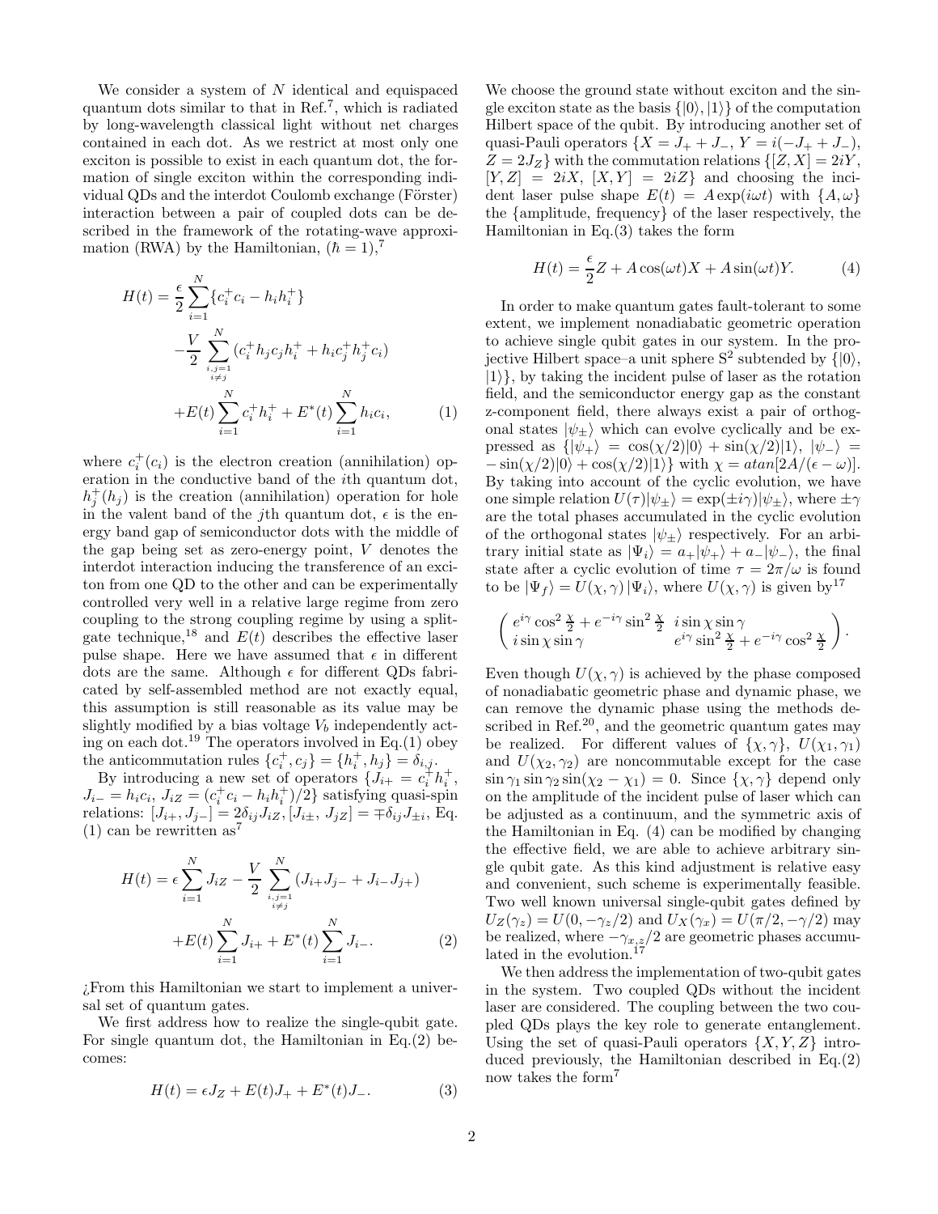We consider a system of $N$ identical and equispaced quantum dots similar to that in Ref.[7], which is radiated by long-wavelength classical light without net charges contained in each dot. As we restrict at most only one exciton is possible to exist in each quantum dot, the formation of single exciton within the corresponding individual QDs and the interdot Coulomb exchange (Förster) interaction between a pair of coupled dots can be described in the framework of the rotating-wave approximation (RWA) by the Hamiltonian, ($\hbar = 1$),[7]

$$
\begin{aligned}
H(t) = & \frac{\epsilon}{2}\sum_{i=1}^{N}\{c_i^+ c_i - h_i h_i^+\} \\
& -\frac{V}{2}\sum_{\substack{i,j=1\\ i\neq j}}^{N}(c_i^+ h_j c_j h_i^+ + h_i c_j^+ h_j^+ c_i) \\
& +E(t)\sum_{i=1}^{N} c_i^+ h_i^+ + E^*(t)\sum_{i=1}^{N} h_i c_i, \qquad (1)
\end{aligned}
$$

where $c_i^+(c_i)$ is the electron creation (annihilation) operation in the conductive band of the $i$th quantum dot, $h_j^+(h_j)$ is the creation (annihilation) operation for hole in the valent band of the $j$th quantum dot, $\epsilon$ is the energy band gap of semiconductor dots with the middle of the gap being set as zero-energy point, $V$ denotes the interdot interaction inducing the transference of an exciton from one QD to the other and can be experimentally controlled very well in a relative large regime from zero coupling to the strong coupling regime by using a split-gate technique,[18] and $E(t)$ describes the effective laser pulse shape. Here we have assumed that $\epsilon$ in different dots are the same. Although $\epsilon$ for different QDs fabricated by self-assembled method are not exactly equal, this assumption is still reasonable as its value may be slightly modified by a bias voltage $V_b$ independently acting on each dot.[19] The operators involved in Eq.(1) obey the anticommutation rules $\{c_i^+, c_j\} = \{h_i^+, h_j\} = \delta_{i,j}$.

By introducing a new set of operators $\{J_{i+} = c_i^+ h_i^+$, $J_{i-} = h_i c_i$, $J_{iZ} = (c_i^+ c_i - h_i h_i^+)/2\}$ satisfying quasi-spin relations: $[J_{i+}, J_{j-}] = 2\delta_{ij}J_{iZ}, [J_{i\pm}, J_{jZ}] = \mp\delta_{ij}J_{\pm i}$, Eq.(1) can be rewritten as[7]

$$
\begin{aligned}
H(t) = & \epsilon\sum_{i=1}^{N} J_{iZ} - \frac{V}{2}\sum_{\substack{i,j=1\\ i\neq j}}^{N}(J_{i+}J_{j-} + J_{i-}J_{j+}) \\
& +E(t)\sum_{i=1}^{N} J_{i+} + E^*(t)\sum_{i=1}^{N} J_{i-}. \qquad (2)
\end{aligned}
$$

¿From this Hamiltonian we start to implement a universal set of quantum gates.

We first address how to realize the single-qubit gate. For single quantum dot, the Hamiltonian in Eq.(2) becomes:

$$
H(t) = \epsilon J_Z + E(t)J_+ + E^*(t)J_-. \qquad (3)
$$

We choose the ground state without exciton and the single exciton state as the basis $\{|0\rangle, |1\rangle\}$ of the computation Hilbert space of the qubit. By introducing another set of quasi-Pauli operators $\{X = J_+ + J_-$, $Y = i(-J_+ + J_-)$, $Z = 2J_Z\}$ with the commutation relations $\{[Z, X] = 2iY$, $[Y, Z] = 2iX$, $[X, Y] = 2iZ\}$ and choosing the incident laser pulse shape $E(t) = A\exp(i\omega t)$ with $\{A, \omega\}$ the {amplitude, frequency} of the laser respectively, the Hamiltonian in Eq.(3) takes the form

$$
H(t) = \frac{\epsilon}{2}Z + A\cos(\omega t)X + A\sin(\omega t)Y. \qquad (4)
$$

In order to make quantum gates fault-tolerant to some extent, we implement nonadiabatic geometric operation to achieve single qubit gates in our system. In the projective Hilbert space–a unit sphere $S^2$ subtended by $\{|0\rangle$, $|1\rangle\}$, by taking the incident pulse of laser as the rotation field, and the semiconductor energy gap as the constant z-component field, there always exist a pair of orthogonal states $|\psi_\pm\rangle$ which can evolve cyclically and be expressed as $\{|\psi_+\rangle = \cos(\chi/2)|0\rangle + \sin(\chi/2)|1\rangle$, $|\psi_-\rangle = -\sin(\chi/2)|0\rangle + \cos(\chi/2)|1\rangle\}$ with $\chi = atan[2A/(\epsilon - \omega)]$. By taking into account of the cyclic evolution, we have one simple relation $U(\tau)|\psi_\pm\rangle = \exp(\pm i\gamma)|\psi_\pm\rangle$, where $\pm\gamma$ are the total phases accumulated in the cyclic evolution of the orthogonal states $|\psi_\pm\rangle$ respectively. For an arbitrary initial state as $|\Psi_i\rangle = a_+|\psi_+\rangle + a_-|\psi_-\rangle$, the final state after a cyclic evolution of time $\tau = 2\pi/\omega$ is found to be $|\Psi_f\rangle = U(\chi, \gamma)|\Psi_i\rangle$, where $U(\chi, \gamma)$ is given by[17]

$$
\begin{pmatrix}
e^{i\gamma}\cos^2\frac{\chi}{2} + e^{-i\gamma}\sin^2\frac{\chi}{2} & i\sin\chi\sin\gamma \\
i\sin\chi\sin\gamma & e^{i\gamma}\sin^2\frac{\chi}{2} + e^{-i\gamma}\cos^2\frac{\chi}{2}
\end{pmatrix}.
$$

Even though $U(\chi, \gamma)$ is achieved by the phase composed of nonadiabatic geometric phase and dynamic phase, we can remove the dynamic phase using the methods described in Ref.[20], and the geometric quantum gates may be realized. For different values of $\{\chi, \gamma\}$, $U(\chi_1, \gamma_1)$ and $U(\chi_2, \gamma_2)$ are noncommutable except for the case $\sin\gamma_1\sin\gamma_2\sin(\chi_2 - \chi_1) = 0$. Since $\{\chi, \gamma\}$ depend only on the amplitude of the incident pulse of laser which can be adjusted as a continuum, and the symmetric axis of the Hamiltonian in Eq. (4) can be modified by changing the effective field, we are able to achieve arbitrary single qubit gate. As this kind adjustment is relative easy and convenient, such scheme is experimentally feasible. Two well known universal single-qubit gates defined by $U_Z(\gamma_z) = U(0, -\gamma_z/2)$ and $U_X(\gamma_x) = U(\pi/2, -\gamma/2)$ may be realized, where $-\gamma_{x,z}/2$ are geometric phases accumulated in the evolution.[17]

We then address the implementation of two-qubit gates in the system. Two coupled QDs without the incident laser are considered. The coupling between the two coupled QDs plays the key role to generate entanglement. Using the set of quasi-Pauli operators $\{X, Y, Z\}$ introduced previously, the Hamiltonian described in Eq.(2) now takes the form[7]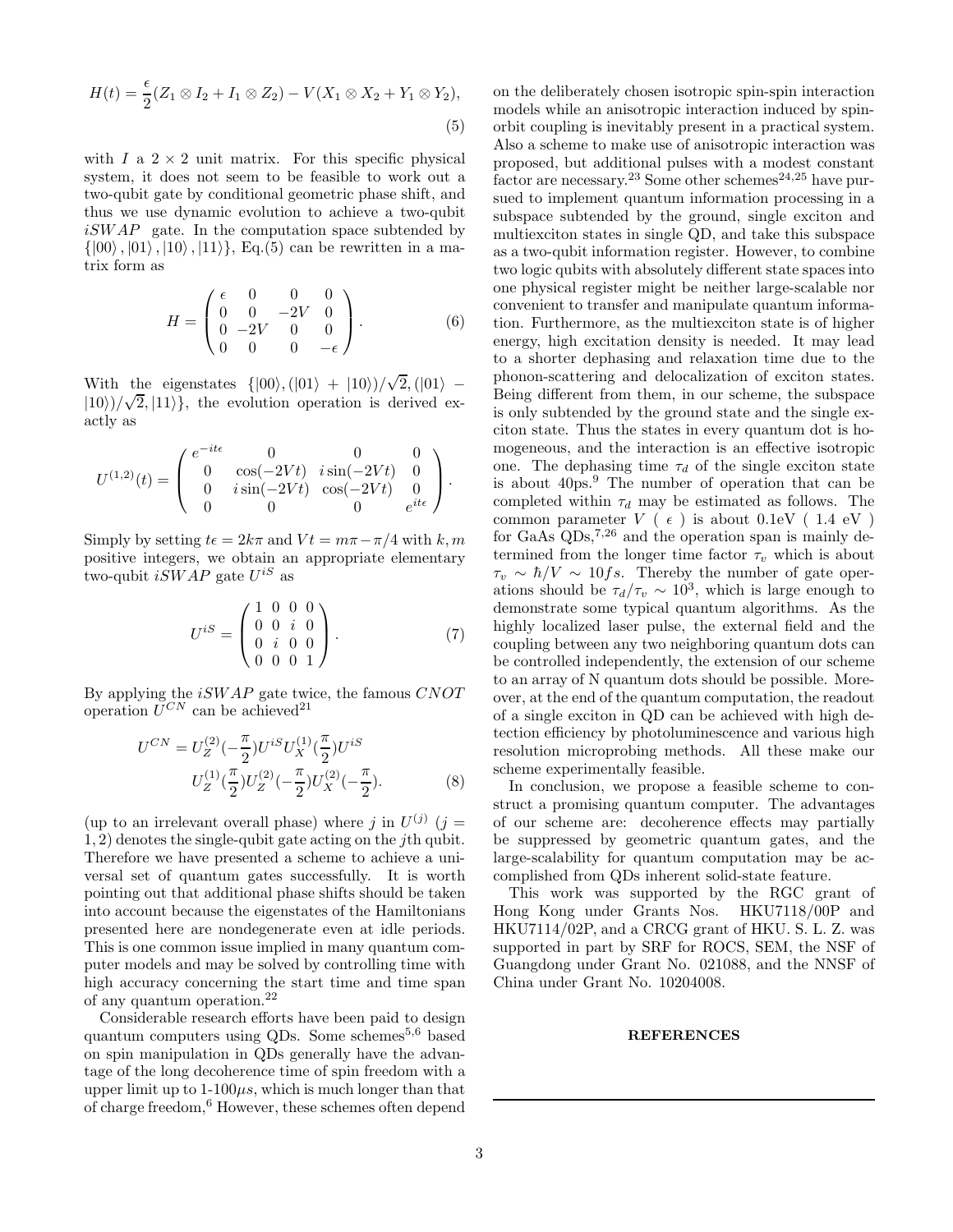$$H(t) = \frac{\epsilon}{2}(Z_1 \otimes I_2 + I_1 \otimes Z_2) - V(X_1 \otimes X_2 + Y_1 \otimes Y_2), \tag{5}$$

with $I$ a $2 \times 2$ unit matrix. For this specific physical system, it does not seem to be feasible to work out a two-qubit gate by conditional geometric phase shift, and thus we use dynamic evolution to achieve a two-qubit $iSWAP$ gate. In the computation space subtended by $\{|00\rangle, |01\rangle, |10\rangle, |11\rangle\}$, Eq.(5) can be rewritten in a matrix form as

$$H = \begin{pmatrix} \epsilon & 0 & 0 & 0 \\ 0 & 0 & -2V & 0 \\ 0 & -2V & 0 & 0 \\ 0 & 0 & 0 & -\epsilon \end{pmatrix}. \tag{6}$$

With the eigenstates $\{|00\rangle, (|01\rangle + |10\rangle)/\sqrt{2}, (|01\rangle - |10\rangle)/\sqrt{2}, |11\rangle\}$, the evolution operation is derived exactly as

$$U^{(1,2)}(t) = \begin{pmatrix} e^{-it\epsilon} & 0 & 0 & 0 \\ 0 & \cos(-2Vt) & i\sin(-2Vt) & 0 \\ 0 & i\sin(-2Vt) & \cos(-2Vt) & 0 \\ 0 & 0 & 0 & e^{it\epsilon} \end{pmatrix}.$$

Simply by setting $t\epsilon = 2k\pi$ and $Vt = m\pi - \pi/4$ with $k, m$ positive integers, we obtain an appropriate elementary two-qubit $iSWAP$ gate $U^{iS}$ as

$$U^{iS} = \begin{pmatrix} 1 & 0 & 0 & 0 \\ 0 & 0 & i & 0 \\ 0 & i & 0 & 0 \\ 0 & 0 & 0 & 1 \end{pmatrix}. \tag{7}$$

By applying the $iSWAP$ gate twice, the famous $CNOT$ operation $U^{CN}$ can be achieved[21]

$$U^{CN} = U_Z^{(2)}(-\frac{\pi}{2})U^{iS}U_X^{(1)}(\frac{\pi}{2})U^{iS} U_Z^{(1)}(\frac{\pi}{2})U_Z^{(2)}(-\frac{\pi}{2})U_X^{(2)}(-\frac{\pi}{2}). \tag{8}$$

(up to an irrelevant overall phase) where $j$ in $U^{(j)}$ ($j = 1, 2$) denotes the single-qubit gate acting on the $j$th qubit. Therefore we have presented a scheme to achieve a universal set of quantum gates successfully. It is worth pointing out that additional phase shifts should be taken into account because the eigenstates of the Hamiltonians presented here are nondegenerate even at idle periods. This is one common issue implied in many quantum computer models and may be solved by controlling time with high accuracy concerning the start time and time span of any quantum operation.[22]

Considerable research efforts have been paid to design quantum computers using QDs. Some schemes[5,6] based on spin manipulation in QDs generally have the advantage of the long decoherence time of spin freedom with a upper limit up to 1-100$\mu s$, which is much longer than that of charge freedom,[6] However, these schemes often depend on the deliberately chosen isotropic spin-spin interaction models while an anisotropic interaction induced by spin-orbit coupling is inevitably present in a practical system. Also a scheme to make use of anisotropic interaction was proposed, but additional pulses with a modest constant factor are necessary.[23] Some other schemes[24,25] have pursued to implement quantum information processing in a subspace subtended by the ground, single exciton and multiexciton states in single QD, and take this subspace as a two-qubit information register. However, to combine two logic qubits with absolutely different state spaces into one physical register might be neither large-scalable nor convenient to transfer and manipulate quantum information. Furthermore, as the multiexciton state is of higher energy, high excitation density is needed. It may lead to a shorter dephasing and relaxation time due to the phonon-scattering and delocalization of exciton states. Being different from them, in our scheme, the subspace is only subtended by the ground state and the single exciton state. Thus the states in every quantum dot is homogeneous, and the interaction is an effective isotropic one. The dephasing time $\tau_d$ of the single exciton state is about 40ps.[9] The number of operation that can be completed within $\tau_d$ may be estimated as follows. The common parameter $V$ ( $\epsilon$ ) is about 0.1eV ( 1.4 eV ) for GaAs QDs,[7,26] and the operation span is mainly determined from the longer time factor $\tau_v$ which is about $\tau_v \sim \hbar/V \sim 10fs$. Thereby the number of gate operations should be $\tau_d/\tau_v \sim 10^3$, which is large enough to demonstrate some typical quantum algorithms. As the highly localized laser pulse, the external field and the coupling between any two neighboring quantum dots can be controlled independently, the extension of our scheme to an array of N quantum dots should be possible. Moreover, at the end of the quantum computation, the readout of a single exciton in QD can be achieved with high detection efficiency by photoluminescence and various high resolution microprobing methods. All these make our scheme experimentally feasible.

In conclusion, we propose a feasible scheme to construct a promising quantum computer. The advantages of our scheme are: decoherence effects may partially be suppressed by geometric quantum gates, and the large-scalability for quantum computation may be accomplished from QDs inherent solid-state feature.

This work was supported by the RGC grant of Hong Kong under Grants Nos. HKU7118/00P and HKU7114/02P, and a CRCG grant of HKU. S. L. Z. was supported in part by SRF for ROCS, SEM, the NSF of Guangdong under Grant No. 021088, and the NNSF of China under Grant No. 10204008.

## REFERENCES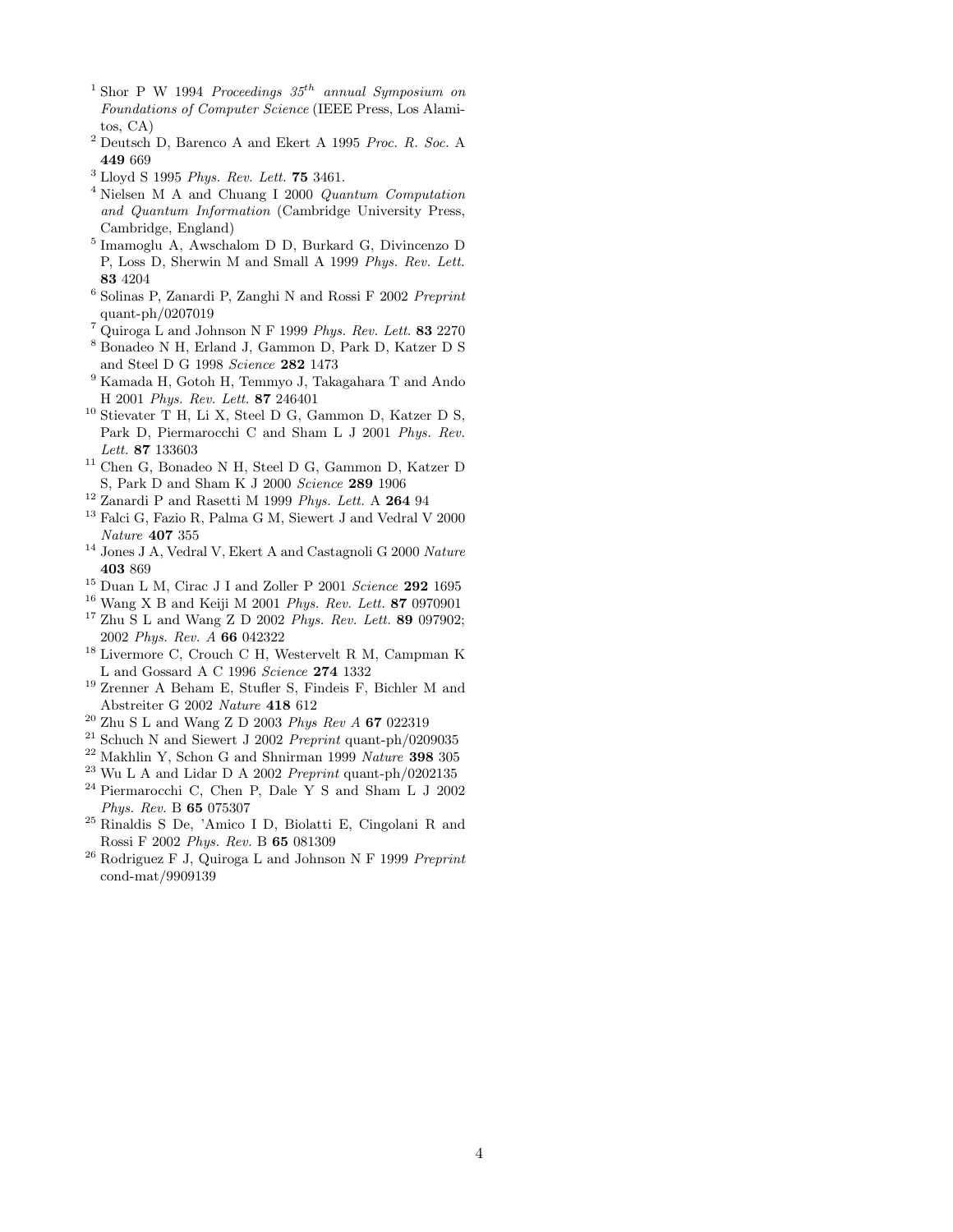[1] Shor P W 1994 *Proceedings 35$^{th}$ annual Symposium on Foundations of Computer Science* (IEEE Press, Los Alamitos, CA)

[2] Deutsch D, Barenco A and Ekert A 1995 *Proc. R. Soc.* A **449** 669

[3] Lloyd S 1995 *Phys. Rev. Lett.* **75** 3461.

[4] Nielsen M A and Chuang I 2000 *Quantum Computation and Quantum Information* (Cambridge University Press, Cambridge, England)

[5] Imamoglu A, Awschalom D D, Burkard G, Divincenzo D P, Loss D, Sherwin M and Small A 1999 *Phys. Rev. Lett.* **83** 4204

[6] Solinas P, Zanardi P, Zanghi N and Rossi F 2002 *Preprint* quant-ph/0207019

[7] Quiroga L and Johnson N F 1999 *Phys. Rev. Lett.* **83** 2270

[8] Bonadeo N H, Erland J, Gammon D, Park D, Katzer D S and Steel D G 1998 *Science* **282** 1473

[9] Kamada H, Gotoh H, Temmyo J, Takagahara T and Ando H 2001 *Phys. Rev. Lett.* **87** 246401

[10] Stievater T H, Li X, Steel D G, Gammon D, Katzer D S, Park D, Piermarocchi C and Sham L J 2001 *Phys. Rev. Lett.* **87** 133603

[11] Chen G, Bonadeo N H, Steel D G, Gammon D, Katzer D S, Park D and Sham K J 2000 *Science* **289** 1906

[12] Zanardi P and Rasetti M 1999 *Phys. Lett.* A **264** 94

[13] Falci G, Fazio R, Palma G M, Siewert J and Vedral V 2000 *Nature* **407** 355

[14] Jones J A, Vedral V, Ekert A and Castagnoli G 2000 *Nature* **403** 869

[15] Duan L M, Cirac J I and Zoller P 2001 *Science* **292** 1695

[16] Wang X B and Keiji M 2001 *Phys. Rev. Lett.* **87** 0970901

[17] Zhu S L and Wang Z D 2002 *Phys. Rev. Lett.* **89** 097902; 2002 *Phys. Rev. A* **66** 042322

[18] Livermore C, Crouch C H, Westervelt R M, Campman K L and Gossard A C 1996 *Science* **274** 1332

[19] Zrenner A Beham E, Stufler S, Findeis F, Bichler M and Abstreiter G 2002 *Nature* **418** 612

[20] Zhu S L and Wang Z D 2003 *Phys Rev A* **67** 022319

[21] Schuch N and Siewert J 2002 *Preprint* quant-ph/0209035

[22] Makhlin Y, Schon G and Shnirman 1999 *Nature* **398** 305

[23] Wu L A and Lidar D A 2002 *Preprint* quant-ph/0202135

[24] Piermarocchi C, Chen P, Dale Y S and Sham L J 2002 *Phys. Rev.* B **65** 075307

[25] Rinaldis S De, 'Amico I D, Biolatti E, Cingolani R and Rossi F 2002 *Phys. Rev.* B **65** 081309

[26] Rodriguez F J, Quiroga L and Johnson N F 1999 *Preprint* cond-mat/9909139